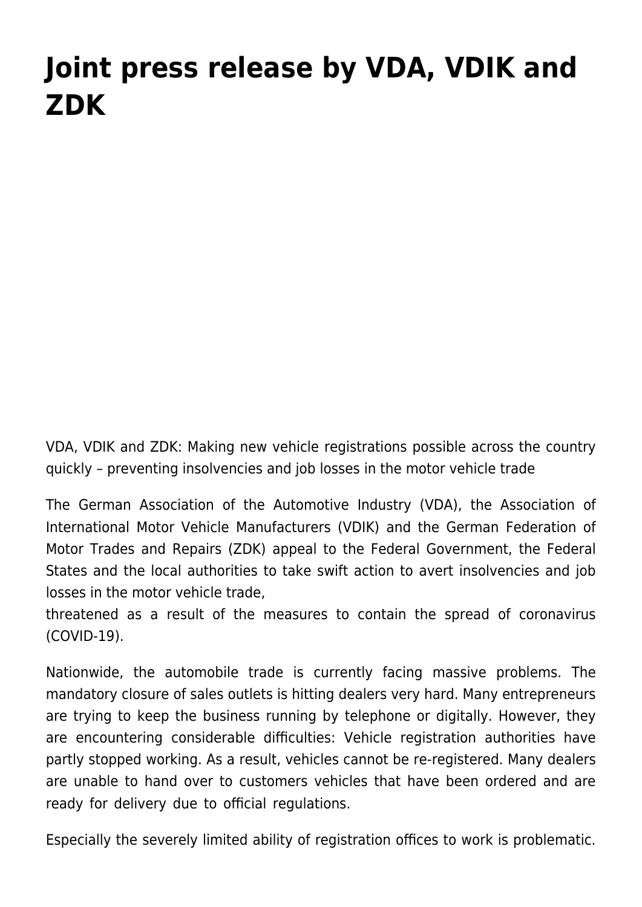# Joint press release by VDA, VDIK and ZDK

VDA, VDIK and ZDK: Making new vehicle registrations possible across the country quickly – preventing insolvencies and job losses in the motor vehicle trade

The German Association of the Automotive Industry (VDA), the Association of International Motor Vehicle Manufacturers (VDIK) and the German Federation of Motor Trades and Repairs (ZDK) appeal to the Federal Government, the Federal States and the local authorities to take swift action to avert insolvencies and job losses in the motor vehicle trade,
threatened as a result of the measures to contain the spread of coronavirus (COVID-19).

Nationwide, the automobile trade is currently facing massive problems. The mandatory closure of sales outlets is hitting dealers very hard. Many entrepreneurs are trying to keep the business running by telephone or digitally. However, they are encountering considerable difficulties: Vehicle registration authorities have partly stopped working. As a result, vehicles cannot be re-registered. Many dealers are unable to hand over to customers vehicles that have been ordered and are ready for delivery due to official regulations.

Especially the severely limited ability of registration offices to work is problematic.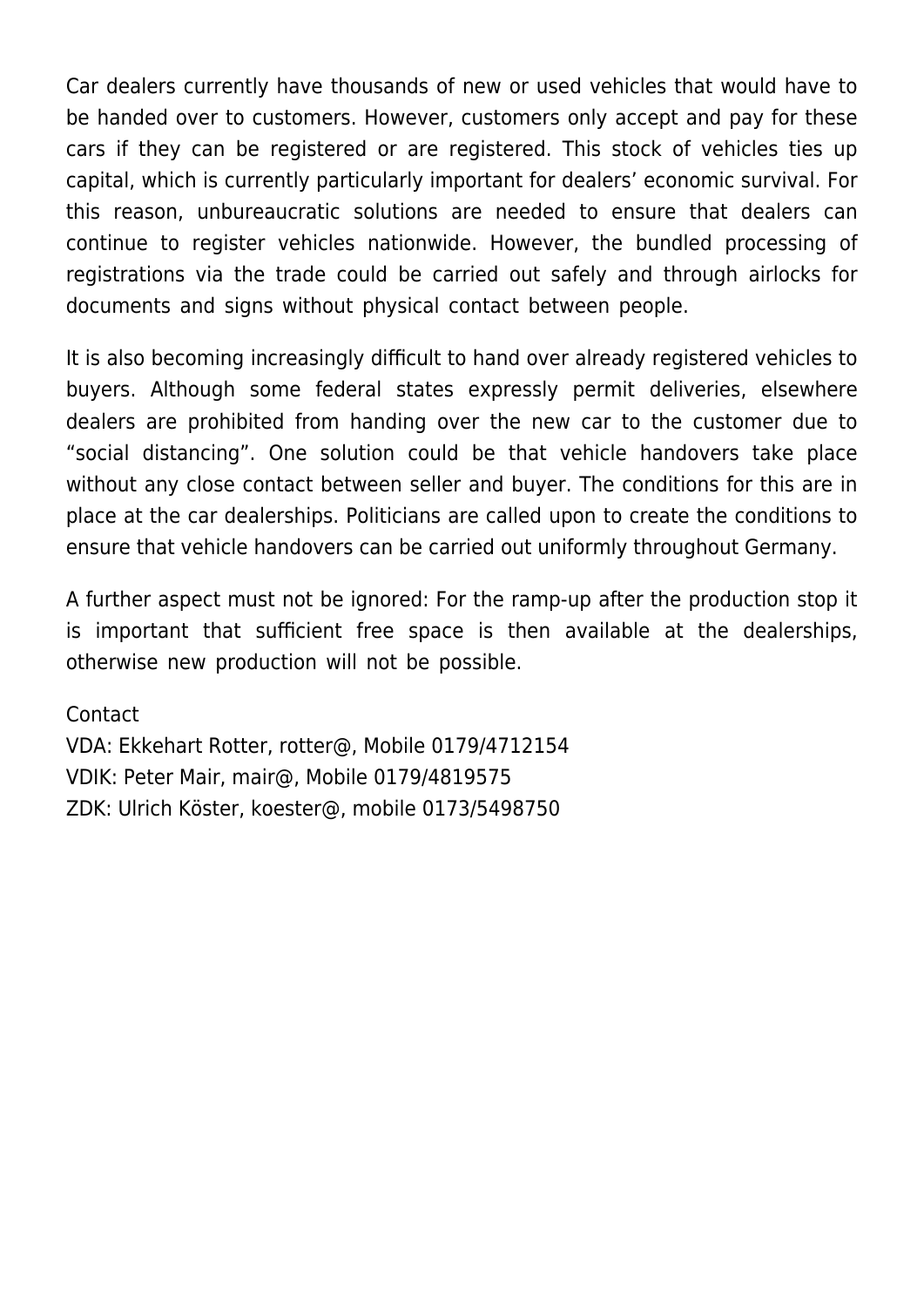Car dealers currently have thousands of new or used vehicles that would have to be handed over to customers. However, customers only accept and pay for these cars if they can be registered or are registered. This stock of vehicles ties up capital, which is currently particularly important for dealers' economic survival. For this reason, unbureaucratic solutions are needed to ensure that dealers can continue to register vehicles nationwide. However, the bundled processing of registrations via the trade could be carried out safely and through airlocks for documents and signs without physical contact between people.

It is also becoming increasingly difficult to hand over already registered vehicles to buyers. Although some federal states expressly permit deliveries, elsewhere dealers are prohibited from handing over the new car to the customer due to "social distancing". One solution could be that vehicle handovers take place without any close contact between seller and buyer. The conditions for this are in place at the car dealerships. Politicians are called upon to create the conditions to ensure that vehicle handovers can be carried out uniformly throughout Germany.

A further aspect must not be ignored: For the ramp-up after the production stop it is important that sufficient free space is then available at the dealerships, otherwise new production will not be possible.

Contact
VDA: Ekkehart Rotter, rotter@, Mobile 0179/4712154
VDIK: Peter Mair, mair@, Mobile 0179/4819575
ZDK: Ulrich Köster, koester@, mobile 0173/5498750